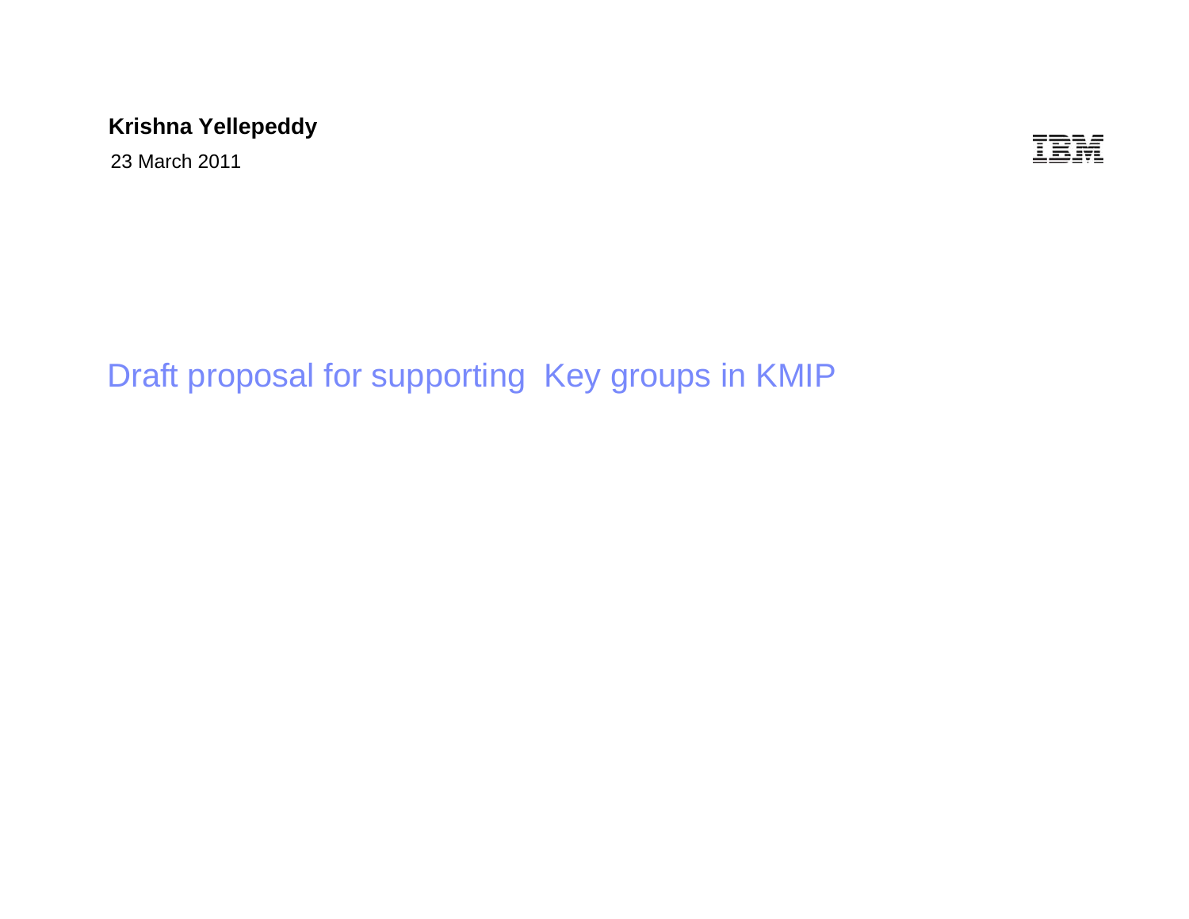**Krishna Yellepeddy**

23 March 2011

IBM

# Draft proposal for supporting Key groups in KMIP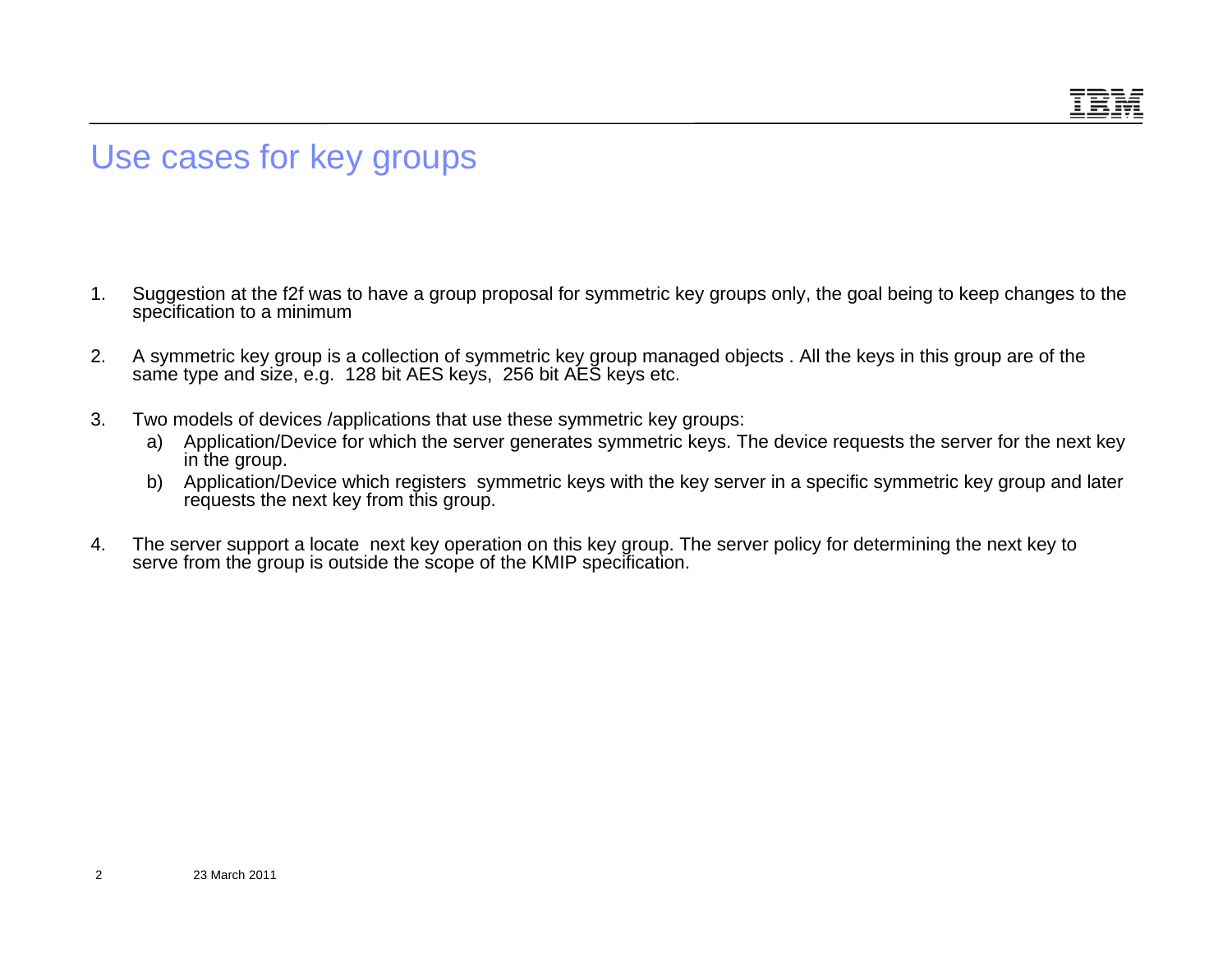# Use cases for key groups

1. Suggestion at the f2f was to have a group proposal for symmetric key groups only, the goal being to keep changes to the specification to a minimum

2. A symmetric key group is a collection of symmetric key group managed objects . All the keys in this group are of the same type and size, e.g. 128 bit AES keys, 256 bit AES keys etc.

3. Two models of devices /applications that use these symmetric key groups:
   a) Application/Device for which the server generates symmetric keys. The device requests the server for the next key in the group.
   b) Application/Device which registers symmetric keys with the key server in a specific symmetric key group and later requests the next key from this group.

4. The server support a locate next key operation on this key group. The server policy for determining the next key to serve from the group is outside the scope of the KMIP specification.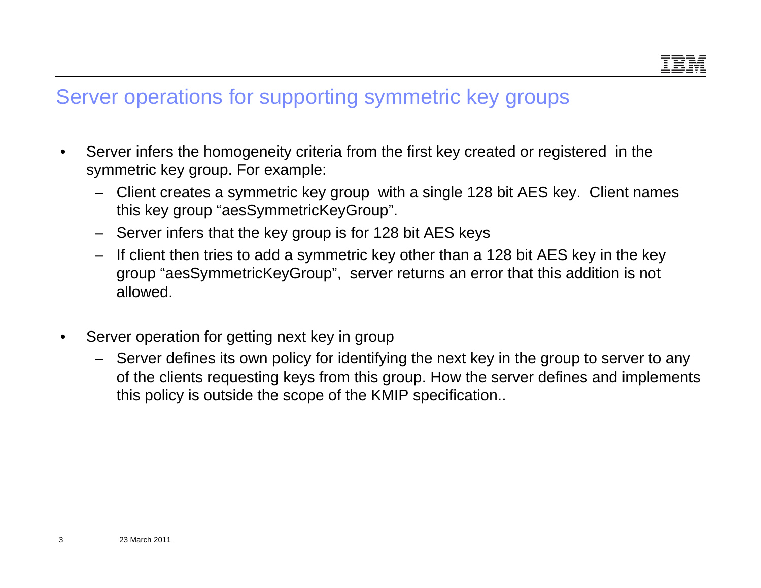# Server operations for supporting symmetric key groups

- Server infers the homogeneity criteria from the first key created or registered in the symmetric key group. For example:
  - Client creates a symmetric key group with a single 128 bit AES key. Client names this key group “aesSymmetricKeyGroup”.
  - Server infers that the key group is for 128 bit AES keys
  - If client then tries to add a symmetric key other than a 128 bit AES key in the key group “aesSymmetricKeyGroup”, server returns an error that this addition is not allowed.

- Server operation for getting next key in group
  - Server defines its own policy for identifying the next key in the group to server to any of the clients requesting keys from this group. How the server defines and implements this policy is outside the scope of the KMIP specification..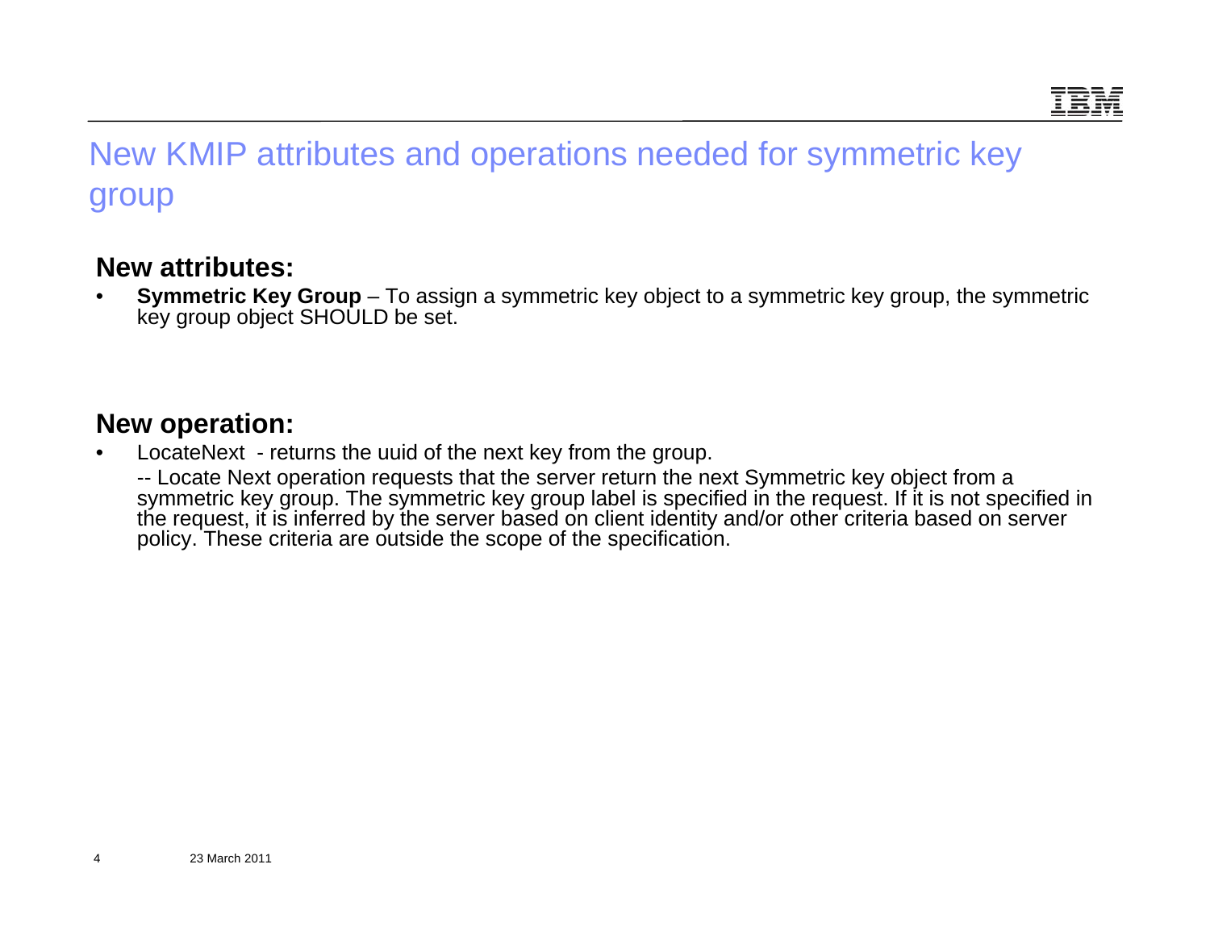# New KMIP attributes and operations needed for symmetric key group

## New attributes:

- **Symmetric Key Group** – To assign a symmetric key object to a symmetric key group, the symmetric key group object SHOULD be set.

## New operation:

- LocateNext - returns the uuid of the next key from the group.

  -- Locate Next operation requests that the server return the next Symmetric key object from a symmetric key group. The symmetric key group label is specified in the request. If it is not specified in the request, it is inferred by the server based on client identity and/or other criteria based on server policy. These criteria are outside the scope of the specification.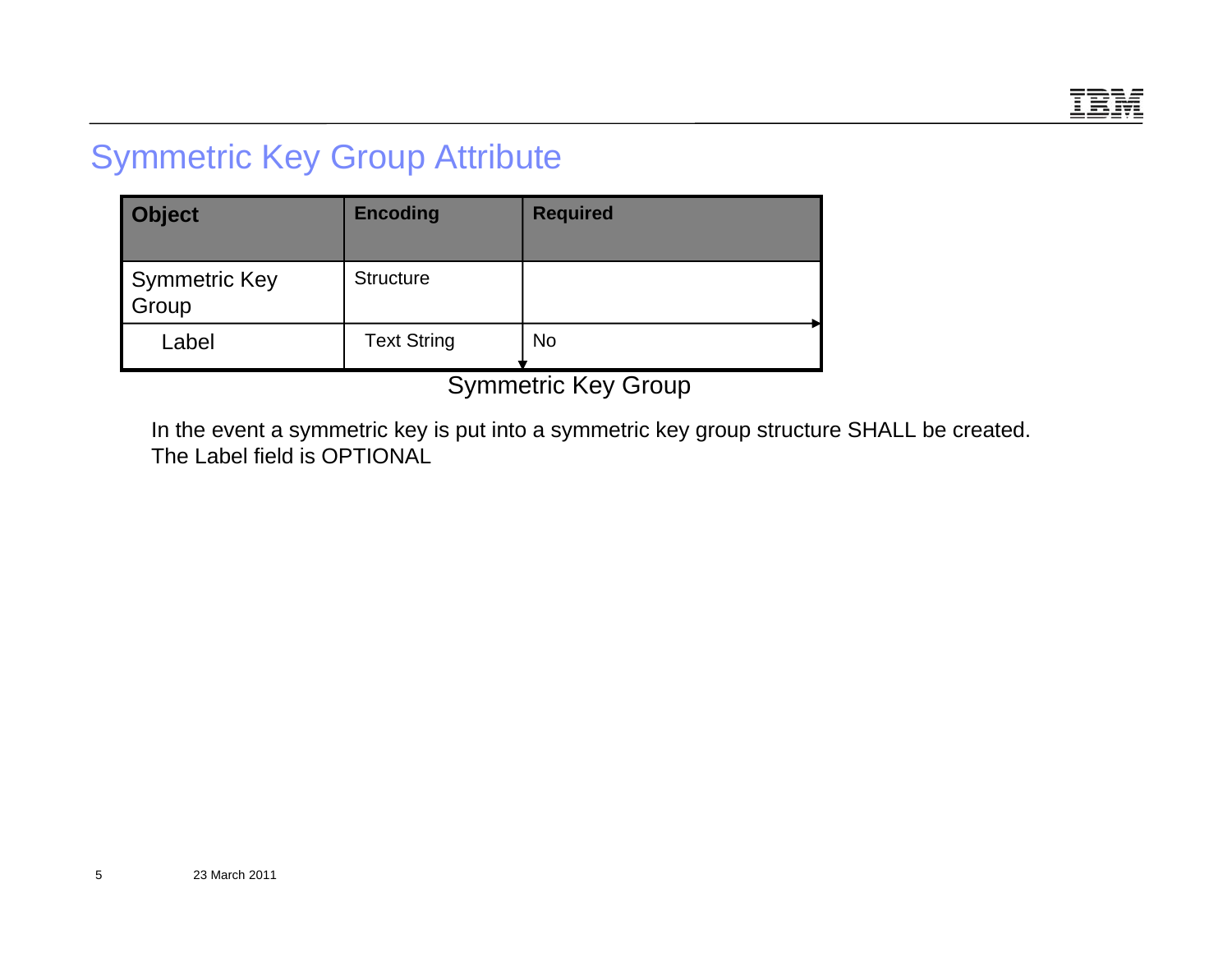# Symmetric Key Group Attribute

| Object | Encoding | Required |
|---|---|---|
| Symmetric Key Group | Structure | |
| Label | Text String | No |

Symmetric Key Group

In the event a symmetric key is put into a symmetric key group structure SHALL be created.
The Label field is OPTIONAL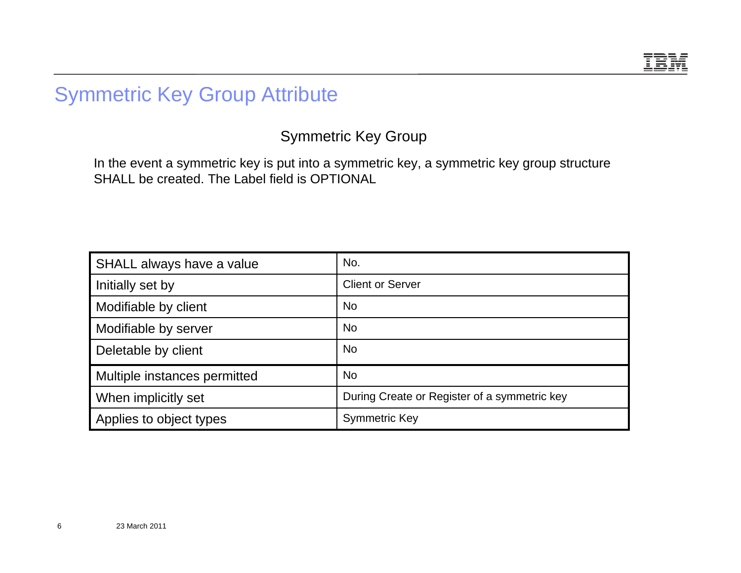# Symmetric Key Group Attribute

## Symmetric Key Group

In the event a symmetric key is put into a symmetric key, a symmetric key group structure SHALL be created. The Label field is OPTIONAL

| | |
|---|---|
| SHALL always have a value | No. |
| Initially set by | Client or Server |
| Modifiable by client | No |
| Modifiable by server | No |
| Deletable by client | No |
| Multiple instances permitted | No |
| When implicitly set | During Create or Register of a symmetric key |
| Applies to object types | Symmetric Key |

23 March 2011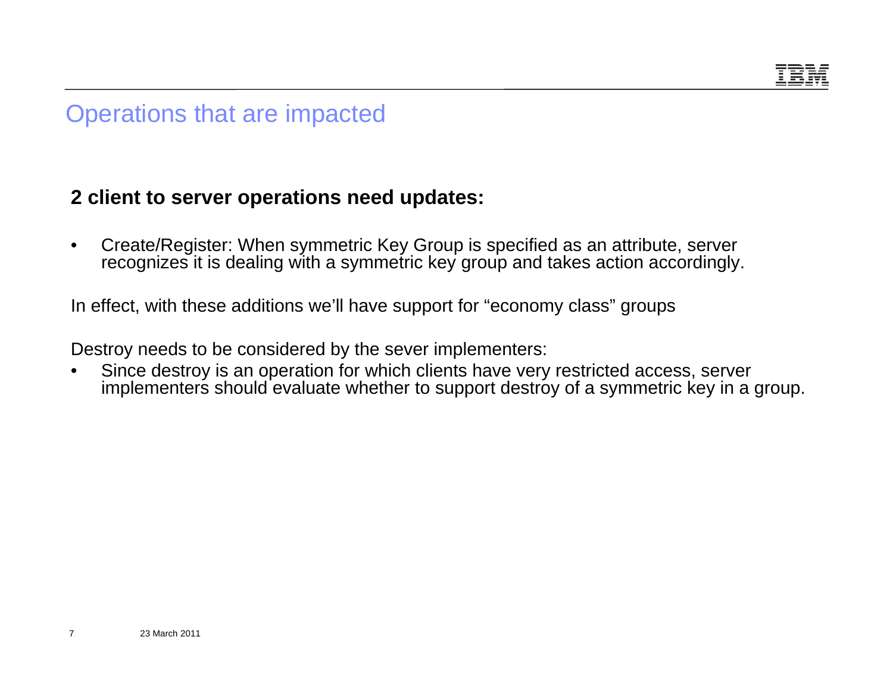# Operations that are impacted

**2 client to server operations need updates:**

- Create/Register: When symmetric Key Group is specified as an attribute, server recognizes it is dealing with a symmetric key group and takes action accordingly.

In effect, with these additions we'll have support for "economy class" groups

Destroy needs to be considered by the sever implementers:

- Since destroy is an operation for which clients have very restricted access, server implementers should evaluate whether to support destroy of a symmetric key in a group.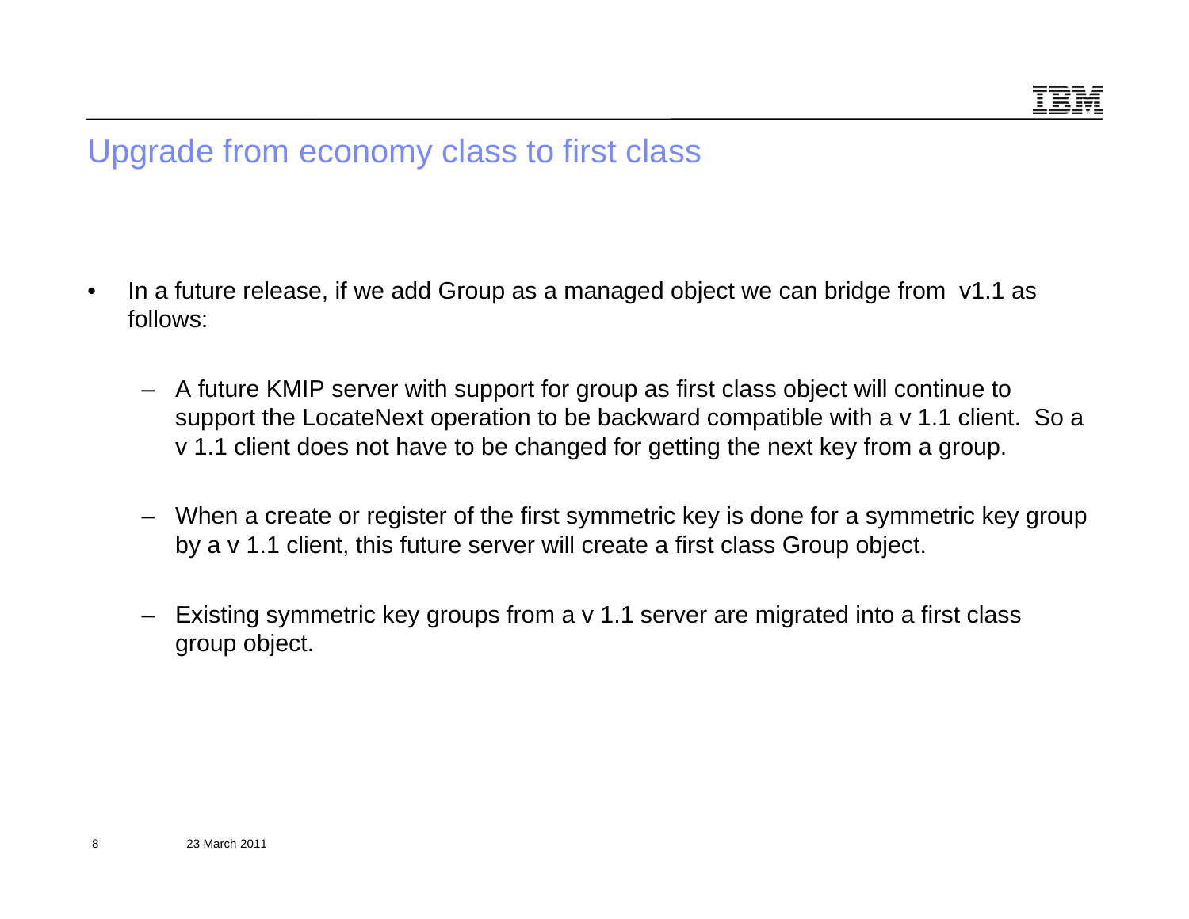# Upgrade from economy class to first class

- In a future release, if we add Group as a managed object we can bridge from v1.1 as follows:
  - A future KMIP server with support for group as first class object will continue to support the LocateNext operation to be backward compatible with a v 1.1 client. So a v 1.1 client does not have to be changed for getting the next key from a group.
  - When a create or register of the first symmetric key is done for a symmetric key group by a v 1.1 client, this future server will create a first class Group object.
  - Existing symmetric key groups from a v 1.1 server are migrated into a first class group object.